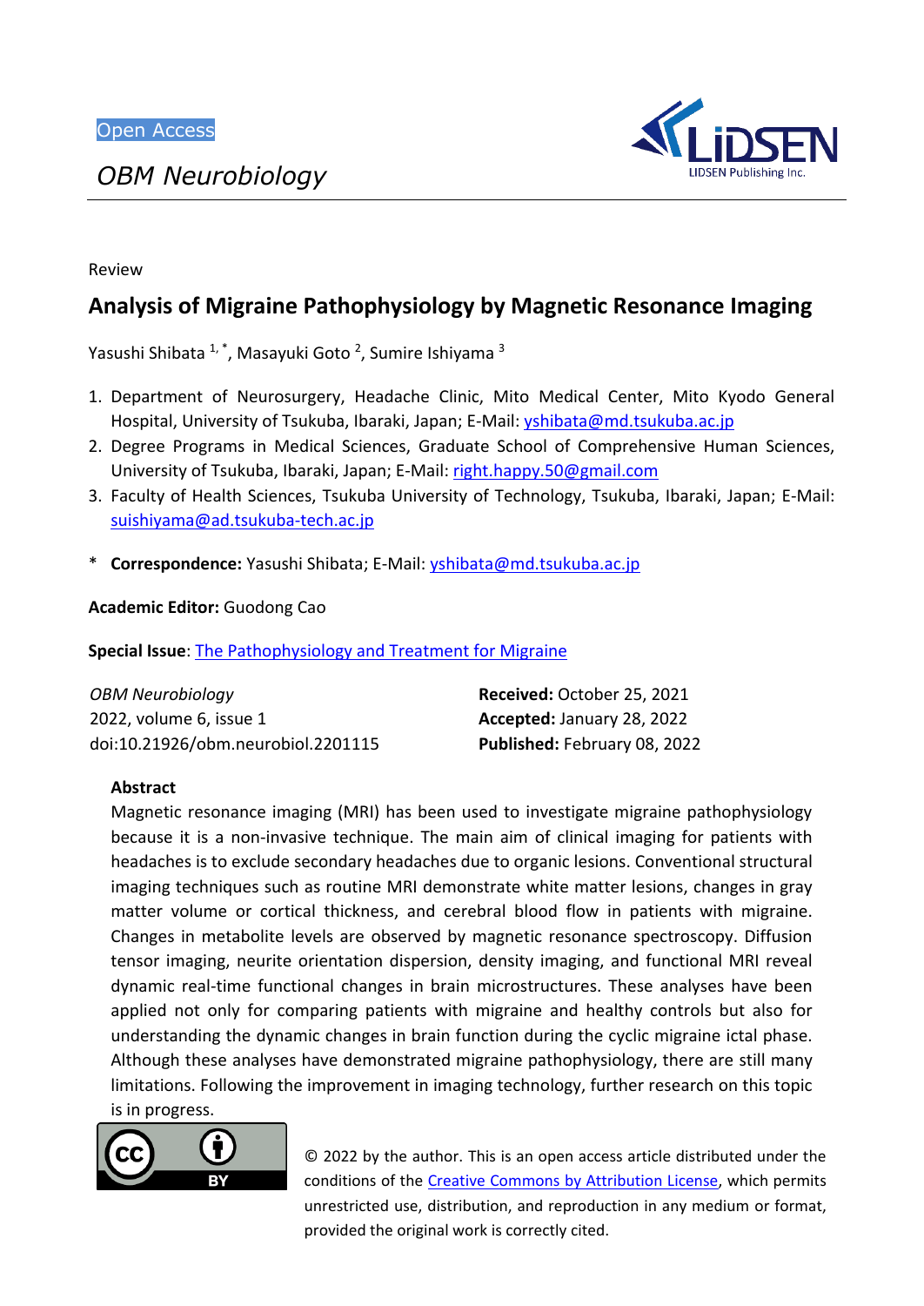Open Access

*OBM Neurobiology*

Review

# Analysis of Migraine Pathophysiology by Magnetic Resonance Imaging

Yasushi Shibata [1,*], Masayuki Goto [2], Sumire Ishiyama [3]

1. Department of Neurosurgery, Headache Clinic, Mito Medical Center, Mito Kyodo General Hospital, University of Tsukuba, Ibaraki, Japan; E-Mail: yshibata@md.tsukuba.ac.jp
2. Degree Programs in Medical Sciences, Graduate School of Comprehensive Human Sciences, University of Tsukuba, Ibaraki, Japan; E-Mail: right.happy.50@gmail.com
3. Faculty of Health Sciences, Tsukuba University of Technology, Tsukuba, Ibaraki, Japan; E-Mail: suishiyama@ad.tsukuba-tech.ac.jp

\* **Correspondence:** Yasushi Shibata; E-Mail: yshibata@md.tsukuba.ac.jp

**Academic Editor:** Guodong Cao

**Special Issue**: The Pathophysiology and Treatment for Migraine

*OBM Neurobiology*
2022, volume 6, issue 1
doi:10.21926/obm.neurobiol.2201115

**Received:** October 25, 2021
**Accepted:** January 28, 2022
**Published:** February 08, 2022

## Abstract

Magnetic resonance imaging (MRI) has been used to investigate migraine pathophysiology because it is a non-invasive technique. The main aim of clinical imaging for patients with headaches is to exclude secondary headaches due to organic lesions. Conventional structural imaging techniques such as routine MRI demonstrate white matter lesions, changes in gray matter volume or cortical thickness, and cerebral blood flow in patients with migraine. Changes in metabolite levels are observed by magnetic resonance spectroscopy. Diffusion tensor imaging, neurite orientation dispersion, density imaging, and functional MRI reveal dynamic real-time functional changes in brain microstructures. These analyses have been applied not only for comparing patients with migraine and healthy controls but also for understanding the dynamic changes in brain function during the cyclic migraine ictal phase. Although these analyses have demonstrated migraine pathophysiology, there are still many limitations. Following the improvement in imaging technology, further research on this topic is in progress.

© 2022 by the author. This is an open access article distributed under the conditions of the Creative Commons by Attribution License, which permits unrestricted use, distribution, and reproduction in any medium or format, provided the original work is correctly cited.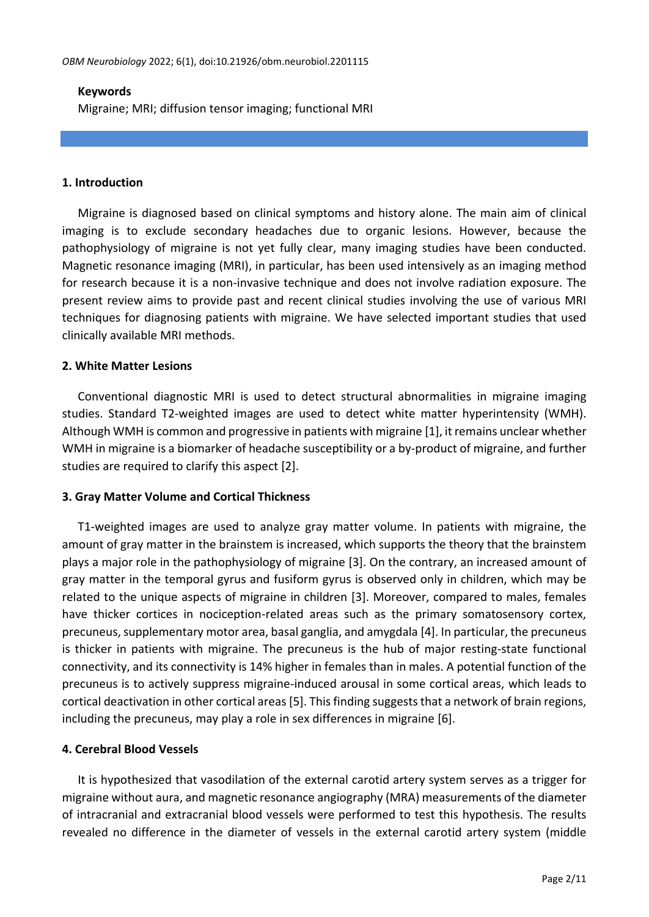**Keywords**

Migraine; MRI; diffusion tensor imaging; functional MRI

## 1. Introduction

Migraine is diagnosed based on clinical symptoms and history alone. The main aim of clinical imaging is to exclude secondary headaches due to organic lesions. However, because the pathophysiology of migraine is not yet fully clear, many imaging studies have been conducted. Magnetic resonance imaging (MRI), in particular, has been used intensively as an imaging method for research because it is a non-invasive technique and does not involve radiation exposure. The present review aims to provide past and recent clinical studies involving the use of various MRI techniques for diagnosing patients with migraine. We have selected important studies that used clinically available MRI methods.

## 2. White Matter Lesions

Conventional diagnostic MRI is used to detect structural abnormalities in migraine imaging studies. Standard T2-weighted images are used to detect white matter hyperintensity (WMH). Although WMH is common and progressive in patients with migraine [1], it remains unclear whether WMH in migraine is a biomarker of headache susceptibility or a by-product of migraine, and further studies are required to clarify this aspect [2].

## 3. Gray Matter Volume and Cortical Thickness

T1-weighted images are used to analyze gray matter volume. In patients with migraine, the amount of gray matter in the brainstem is increased, which supports the theory that the brainstem plays a major role in the pathophysiology of migraine [3]. On the contrary, an increased amount of gray matter in the temporal gyrus and fusiform gyrus is observed only in children, which may be related to the unique aspects of migraine in children [3]. Moreover, compared to males, females have thicker cortices in nociception-related areas such as the primary somatosensory cortex, precuneus, supplementary motor area, basal ganglia, and amygdala [4]. In particular, the precuneus is thicker in patients with migraine. The precuneus is the hub of major resting-state functional connectivity, and its connectivity is 14% higher in females than in males. A potential function of the precuneus is to actively suppress migraine-induced arousal in some cortical areas, which leads to cortical deactivation in other cortical areas [5]. This finding suggests that a network of brain regions, including the precuneus, may play a role in sex differences in migraine [6].

## 4. Cerebral Blood Vessels

It is hypothesized that vasodilation of the external carotid artery system serves as a trigger for migraine without aura, and magnetic resonance angiography (MRA) measurements of the diameter of intracranial and extracranial blood vessels were performed to test this hypothesis. The results revealed no difference in the diameter of vessels in the external carotid artery system (middle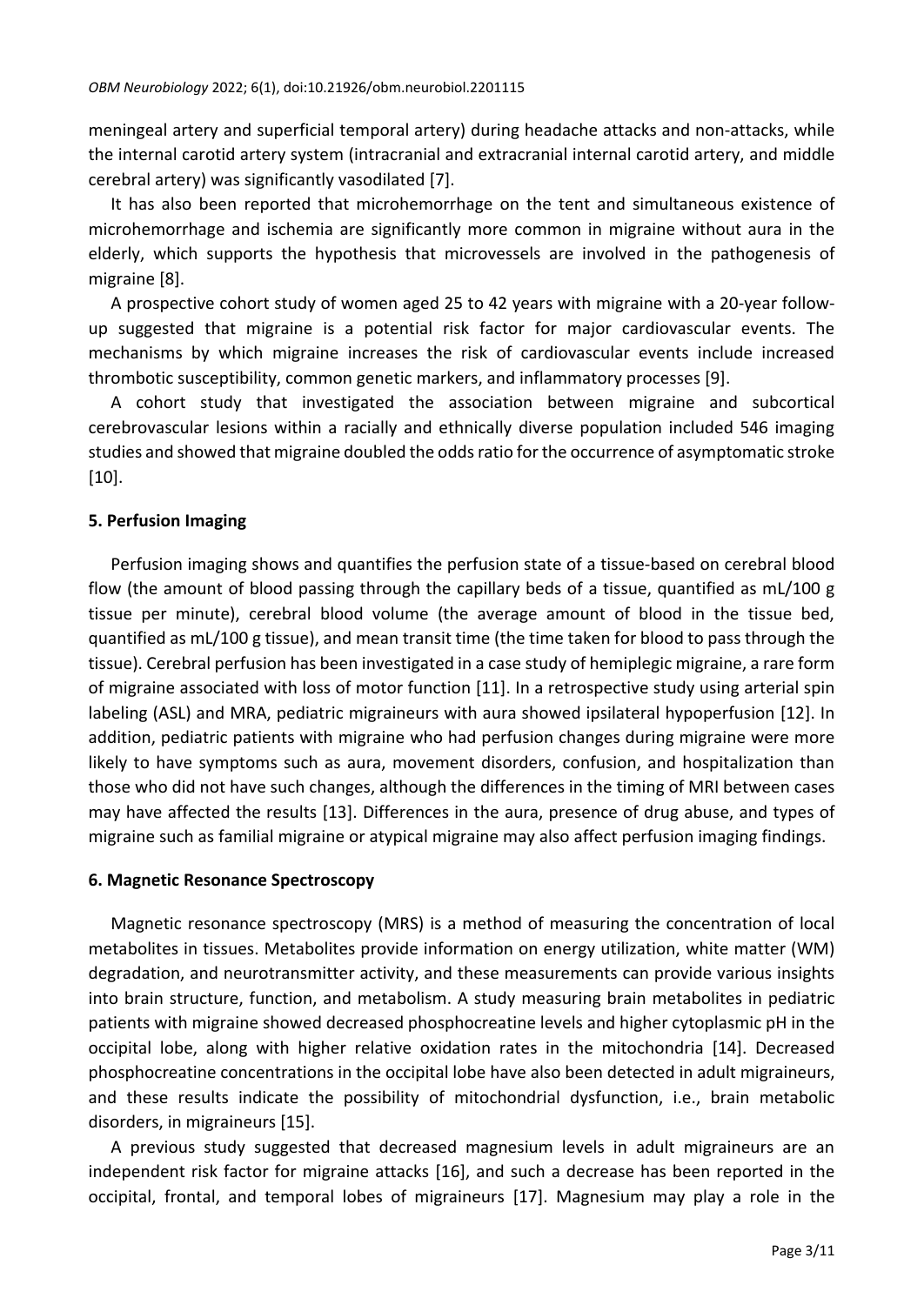meningeal artery and superficial temporal artery) during headache attacks and non-attacks, while the internal carotid artery system (intracranial and extracranial internal carotid artery, and middle cerebral artery) was significantly vasodilated [7].

It has also been reported that microhemorrhage on the tent and simultaneous existence of microhemorrhage and ischemia are significantly more common in migraine without aura in the elderly, which supports the hypothesis that microvessels are involved in the pathogenesis of migraine [8].

A prospective cohort study of women aged 25 to 42 years with migraine with a 20-year follow-up suggested that migraine is a potential risk factor for major cardiovascular events. The mechanisms by which migraine increases the risk of cardiovascular events include increased thrombotic susceptibility, common genetic markers, and inflammatory processes [9].

A cohort study that investigated the association between migraine and subcortical cerebrovascular lesions within a racially and ethnically diverse population included 546 imaging studies and showed that migraine doubled the odds ratio for the occurrence of asymptomatic stroke [10].

## 5. Perfusion Imaging

Perfusion imaging shows and quantifies the perfusion state of a tissue-based on cerebral blood flow (the amount of blood passing through the capillary beds of a tissue, quantified as mL/100 g tissue per minute), cerebral blood volume (the average amount of blood in the tissue bed, quantified as mL/100 g tissue), and mean transit time (the time taken for blood to pass through the tissue). Cerebral perfusion has been investigated in a case study of hemiplegic migraine, a rare form of migraine associated with loss of motor function [11]. In a retrospective study using arterial spin labeling (ASL) and MRA, pediatric migraineurs with aura showed ipsilateral hypoperfusion [12]. In addition, pediatric patients with migraine who had perfusion changes during migraine were more likely to have symptoms such as aura, movement disorders, confusion, and hospitalization than those who did not have such changes, although the differences in the timing of MRI between cases may have affected the results [13]. Differences in the aura, presence of drug abuse, and types of migraine such as familial migraine or atypical migraine may also affect perfusion imaging findings.

## 6. Magnetic Resonance Spectroscopy

Magnetic resonance spectroscopy (MRS) is a method of measuring the concentration of local metabolites in tissues. Metabolites provide information on energy utilization, white matter (WM) degradation, and neurotransmitter activity, and these measurements can provide various insights into brain structure, function, and metabolism. A study measuring brain metabolites in pediatric patients with migraine showed decreased phosphocreatine levels and higher cytoplasmic pH in the occipital lobe, along with higher relative oxidation rates in the mitochondria [14]. Decreased phosphocreatine concentrations in the occipital lobe have also been detected in adult migraineurs, and these results indicate the possibility of mitochondrial dysfunction, i.e., brain metabolic disorders, in migraineurs [15].

A previous study suggested that decreased magnesium levels in adult migraineurs are an independent risk factor for migraine attacks [16], and such a decrease has been reported in the occipital, frontal, and temporal lobes of migraineurs [17]. Magnesium may play a role in the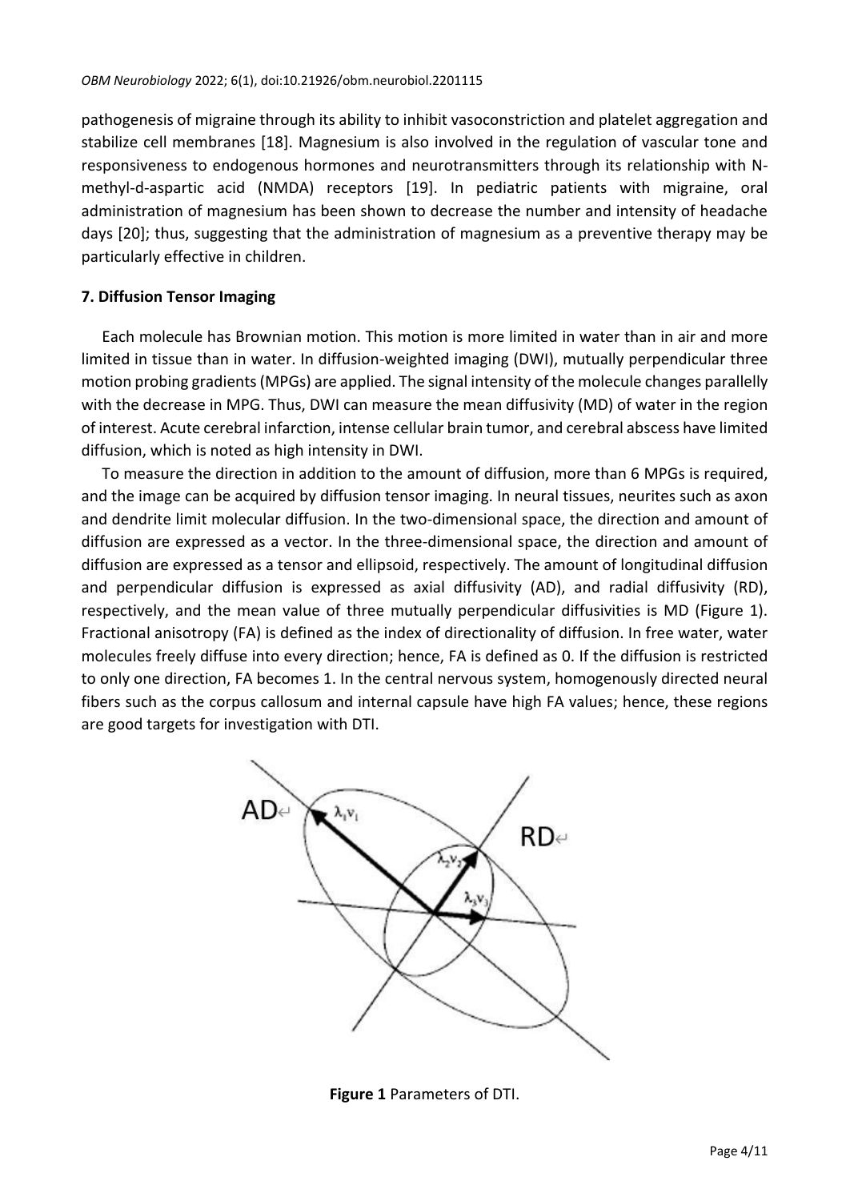pathogenesis of migraine through its ability to inhibit vasoconstriction and platelet aggregation and stabilize cell membranes [18]. Magnesium is also involved in the regulation of vascular tone and responsiveness to endogenous hormones and neurotransmitters through its relationship with N-methyl-d-aspartic acid (NMDA) receptors [19]. In pediatric patients with migraine, oral administration of magnesium has been shown to decrease the number and intensity of headache days [20]; thus, suggesting that the administration of magnesium as a preventive therapy may be particularly effective in children.

## 7. Diffusion Tensor Imaging

Each molecule has Brownian motion. This motion is more limited in water than in air and more limited in tissue than in water. In diffusion-weighted imaging (DWI), mutually perpendicular three motion probing gradients (MPGs) are applied. The signal intensity of the molecule changes parallelly with the decrease in MPG. Thus, DWI can measure the mean diffusivity (MD) of water in the region of interest. Acute cerebral infarction, intense cellular brain tumor, and cerebral abscess have limited diffusion, which is noted as high intensity in DWI.

To measure the direction in addition to the amount of diffusion, more than 6 MPGs is required, and the image can be acquired by diffusion tensor imaging. In neural tissues, neurites such as axon and dendrite limit molecular diffusion. In the two-dimensional space, the direction and amount of diffusion are expressed as a vector. In the three-dimensional space, the direction and amount of diffusion are expressed as a tensor and ellipsoid, respectively. The amount of longitudinal diffusion and perpendicular diffusion is expressed as axial diffusivity (AD), and radial diffusivity (RD), respectively, and the mean value of three mutually perpendicular diffusivities is MD (Figure 1). Fractional anisotropy (FA) is defined as the index of directionality of diffusion. In free water, water molecules freely diffuse into every direction; hence, FA is defined as 0. If the diffusion is restricted to only one direction, FA becomes 1. In the central nervous system, homogenously directed neural fibers such as the corpus callosum and internal capsule have high FA values; hence, these regions are good targets for investigation with DTI.

**Figure 1** Parameters of DTI.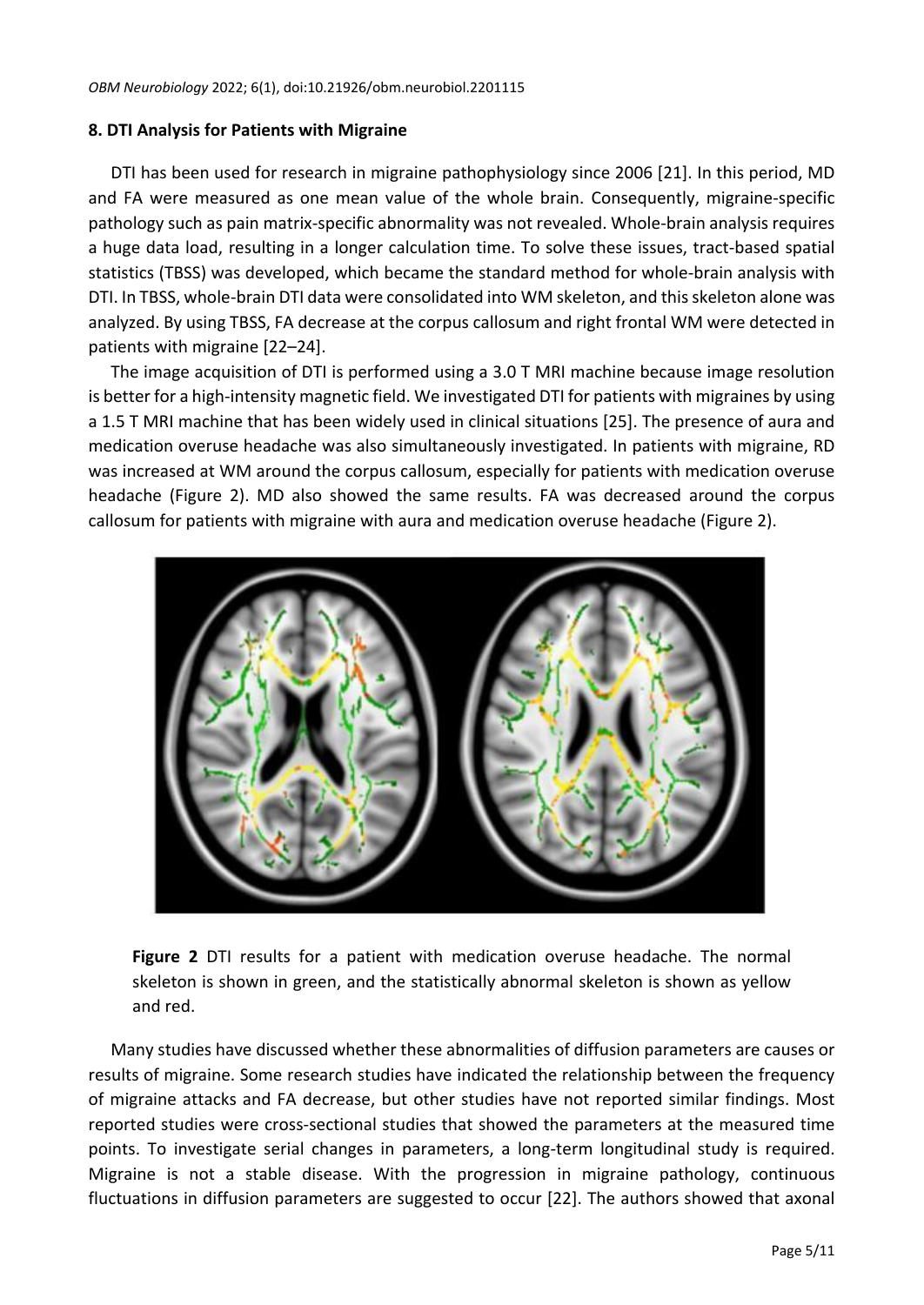## 8. DTI Analysis for Patients with Migraine

DTI has been used for research in migraine pathophysiology since 2006 [21]. In this period, MD and FA were measured as one mean value of the whole brain. Consequently, migraine-specific pathology such as pain matrix-specific abnormality was not revealed. Whole-brain analysis requires a huge data load, resulting in a longer calculation time. To solve these issues, tract-based spatial statistics (TBSS) was developed, which became the standard method for whole-brain analysis with DTI. In TBSS, whole-brain DTI data were consolidated into WM skeleton, and this skeleton alone was analyzed. By using TBSS, FA decrease at the corpus callosum and right frontal WM were detected in patients with migraine [22–24].

The image acquisition of DTI is performed using a 3.0 T MRI machine because image resolution is better for a high-intensity magnetic field. We investigated DTI for patients with migraines by using a 1.5 T MRI machine that has been widely used in clinical situations [25]. The presence of aura and medication overuse headache was also simultaneously investigated. In patients with migraine, RD was increased at WM around the corpus callosum, especially for patients with medication overuse headache (Figure 2). MD also showed the same results. FA was decreased around the corpus callosum for patients with migraine with aura and medication overuse headache (Figure 2).

**Figure 2** DTI results for a patient with medication overuse headache. The normal skeleton is shown in green, and the statistically abnormal skeleton is shown as yellow and red.

Many studies have discussed whether these abnormalities of diffusion parameters are causes or results of migraine. Some research studies have indicated the relationship between the frequency of migraine attacks and FA decrease, but other studies have not reported similar findings. Most reported studies were cross-sectional studies that showed the parameters at the measured time points. To investigate serial changes in parameters, a long-term longitudinal study is required. Migraine is not a stable disease. With the progression in migraine pathology, continuous fluctuations in diffusion parameters are suggested to occur [22]. The authors showed that axonal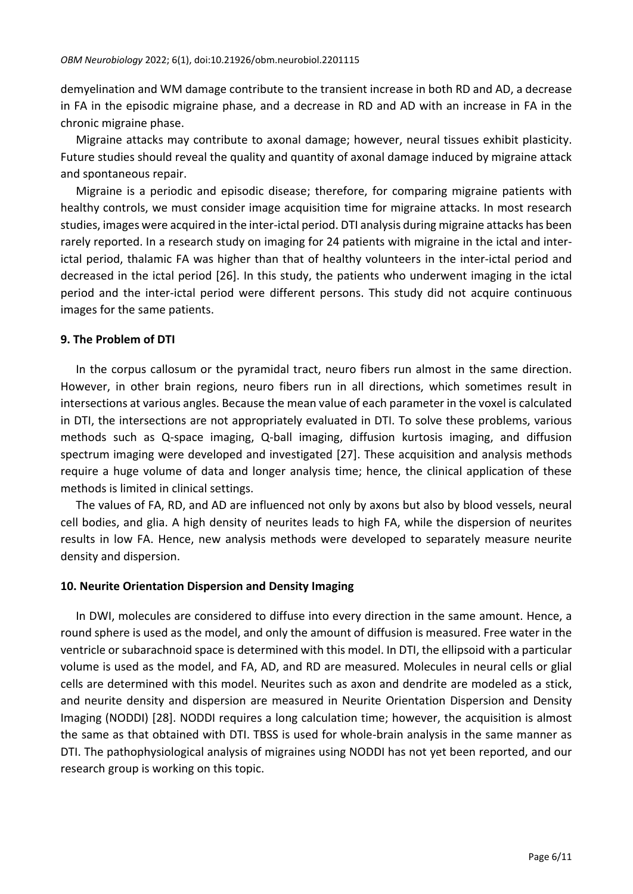demyelination and WM damage contribute to the transient increase in both RD and AD, a decrease in FA in the episodic migraine phase, and a decrease in RD and AD with an increase in FA in the chronic migraine phase.

Migraine attacks may contribute to axonal damage; however, neural tissues exhibit plasticity. Future studies should reveal the quality and quantity of axonal damage induced by migraine attack and spontaneous repair.

Migraine is a periodic and episodic disease; therefore, for comparing migraine patients with healthy controls, we must consider image acquisition time for migraine attacks. In most research studies, images were acquired in the inter-ictal period. DTI analysis during migraine attacks has been rarely reported. In a research study on imaging for 24 patients with migraine in the ictal and inter-ictal period, thalamic FA was higher than that of healthy volunteers in the inter-ictal period and decreased in the ictal period [26]. In this study, the patients who underwent imaging in the ictal period and the inter-ictal period were different persons. This study did not acquire continuous images for the same patients.

## 9. The Problem of DTI

In the corpus callosum or the pyramidal tract, neuro fibers run almost in the same direction. However, in other brain regions, neuro fibers run in all directions, which sometimes result in intersections at various angles. Because the mean value of each parameter in the voxel is calculated in DTI, the intersections are not appropriately evaluated in DTI. To solve these problems, various methods such as Q-space imaging, Q-ball imaging, diffusion kurtosis imaging, and diffusion spectrum imaging were developed and investigated [27]. These acquisition and analysis methods require a huge volume of data and longer analysis time; hence, the clinical application of these methods is limited in clinical settings.

The values of FA, RD, and AD are influenced not only by axons but also by blood vessels, neural cell bodies, and glia. A high density of neurites leads to high FA, while the dispersion of neurites results in low FA. Hence, new analysis methods were developed to separately measure neurite density and dispersion.

## 10. Neurite Orientation Dispersion and Density Imaging

In DWI, molecules are considered to diffuse into every direction in the same amount. Hence, a round sphere is used as the model, and only the amount of diffusion is measured. Free water in the ventricle or subarachnoid space is determined with this model. In DTI, the ellipsoid with a particular volume is used as the model, and FA, AD, and RD are measured. Molecules in neural cells or glial cells are determined with this model. Neurites such as axon and dendrite are modeled as a stick, and neurite density and dispersion are measured in Neurite Orientation Dispersion and Density Imaging (NODDI) [28]. NODDI requires a long calculation time; however, the acquisition is almost the same as that obtained with DTI. TBSS is used for whole-brain analysis in the same manner as DTI. The pathophysiological analysis of migraines using NODDI has not yet been reported, and our research group is working on this topic.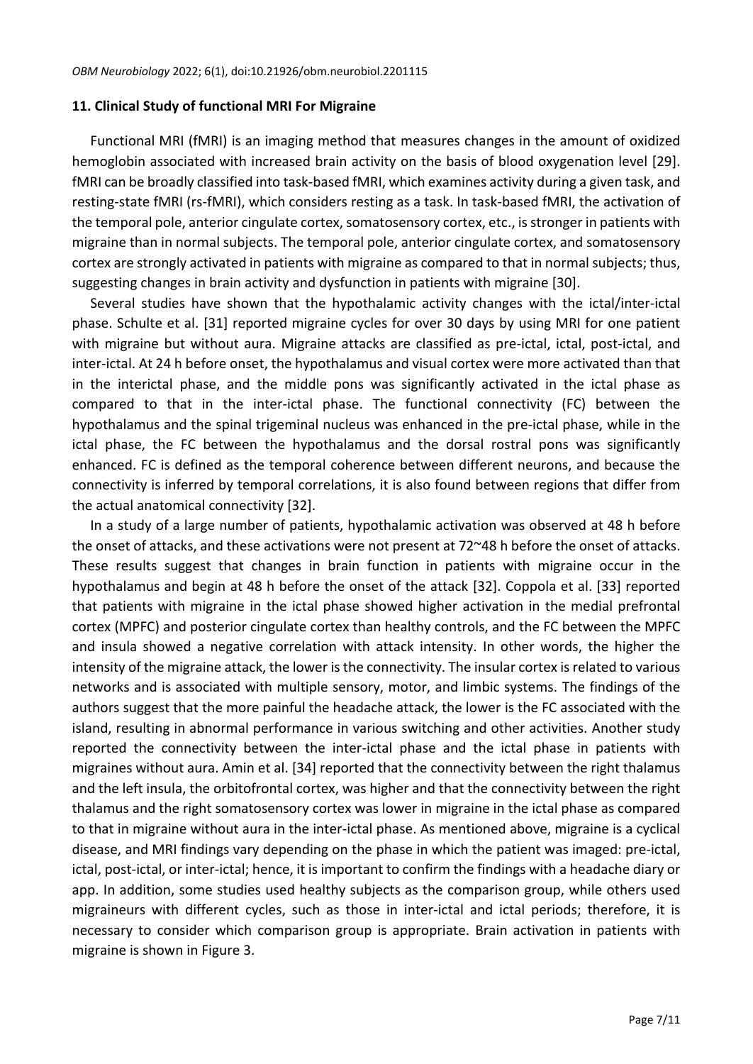## 11. Clinical Study of functional MRI For Migraine

Functional MRI (fMRI) is an imaging method that measures changes in the amount of oxidized hemoglobin associated with increased brain activity on the basis of blood oxygenation level [29]. fMRI can be broadly classified into task-based fMRI, which examines activity during a given task, and resting-state fMRI (rs-fMRI), which considers resting as a task. In task-based fMRI, the activation of the temporal pole, anterior cingulate cortex, somatosensory cortex, etc., is stronger in patients with migraine than in normal subjects. The temporal pole, anterior cingulate cortex, and somatosensory cortex are strongly activated in patients with migraine as compared to that in normal subjects; thus, suggesting changes in brain activity and dysfunction in patients with migraine [30].

Several studies have shown that the hypothalamic activity changes with the ictal/inter-ictal phase. Schulte et al. [31] reported migraine cycles for over 30 days by using MRI for one patient with migraine but without aura. Migraine attacks are classified as pre-ictal, ictal, post-ictal, and inter-ictal. At 24 h before onset, the hypothalamus and visual cortex were more activated than that in the interictal phase, and the middle pons was significantly activated in the ictal phase as compared to that in the inter-ictal phase. The functional connectivity (FC) between the hypothalamus and the spinal trigeminal nucleus was enhanced in the pre-ictal phase, while in the ictal phase, the FC between the hypothalamus and the dorsal rostral pons was significantly enhanced. FC is defined as the temporal coherence between different neurons, and because the connectivity is inferred by temporal correlations, it is also found between regions that differ from the actual anatomical connectivity [32].

In a study of a large number of patients, hypothalamic activation was observed at 48 h before the onset of attacks, and these activations were not present at 72~48 h before the onset of attacks. These results suggest that changes in brain function in patients with migraine occur in the hypothalamus and begin at 48 h before the onset of the attack [32]. Coppola et al. [33] reported that patients with migraine in the ictal phase showed higher activation in the medial prefrontal cortex (MPFC) and posterior cingulate cortex than healthy controls, and the FC between the MPFC and insula showed a negative correlation with attack intensity. In other words, the higher the intensity of the migraine attack, the lower is the connectivity. The insular cortex is related to various networks and is associated with multiple sensory, motor, and limbic systems. The findings of the authors suggest that the more painful the headache attack, the lower is the FC associated with the island, resulting in abnormal performance in various switching and other activities. Another study reported the connectivity between the inter-ictal phase and the ictal phase in patients with migraines without aura. Amin et al. [34] reported that the connectivity between the right thalamus and the left insula, the orbitofrontal cortex, was higher and that the connectivity between the right thalamus and the right somatosensory cortex was lower in migraine in the ictal phase as compared to that in migraine without aura in the inter-ictal phase. As mentioned above, migraine is a cyclical disease, and MRI findings vary depending on the phase in which the patient was imaged: pre-ictal, ictal, post-ictal, or inter-ictal; hence, it is important to confirm the findings with a headache diary or app. In addition, some studies used healthy subjects as the comparison group, while others used migraineurs with different cycles, such as those in inter-ictal and ictal periods; therefore, it is necessary to consider which comparison group is appropriate. Brain activation in patients with migraine is shown in Figure 3.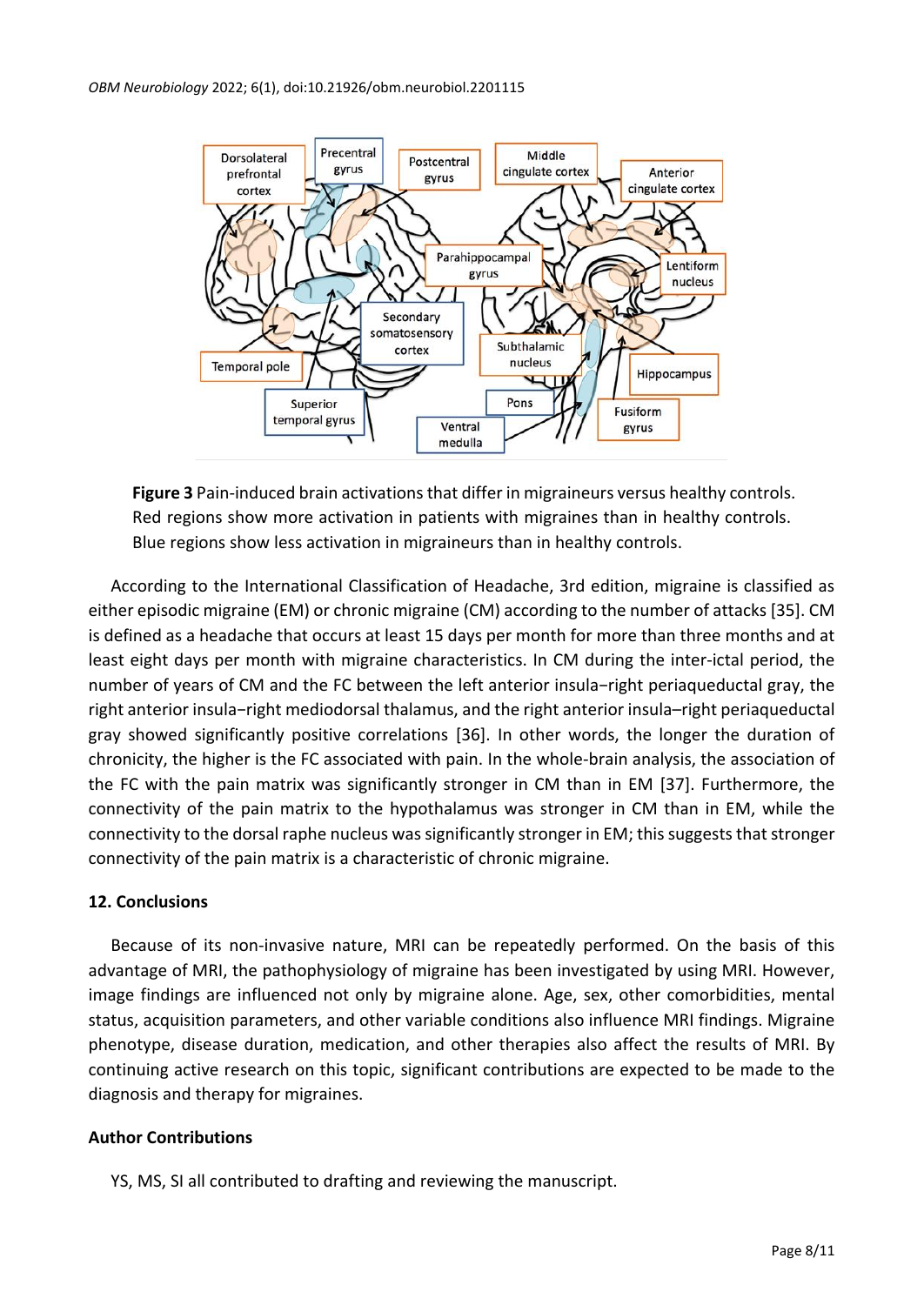**Figure 3** Pain-induced brain activations that differ in migraineurs versus healthy controls. Red regions show more activation in patients with migraines than in healthy controls. Blue regions show less activation in migraineurs than in healthy controls.

According to the International Classification of Headache, 3rd edition, migraine is classified as either episodic migraine (EM) or chronic migraine (CM) according to the number of attacks [35]. CM is defined as a headache that occurs at least 15 days per month for more than three months and at least eight days per month with migraine characteristics. In CM during the inter-ictal period, the number of years of CM and the FC between the left anterior insula−right periaqueductal gray, the right anterior insula−right mediodorsal thalamus, and the right anterior insula–right periaqueductal gray showed significantly positive correlations [36]. In other words, the longer the duration of chronicity, the higher is the FC associated with pain. In the whole-brain analysis, the association of the FC with the pain matrix was significantly stronger in CM than in EM [37]. Furthermore, the connectivity of the pain matrix to the hypothalamus was stronger in CM than in EM, while the connectivity to the dorsal raphe nucleus was significantly stronger in EM; this suggests that stronger connectivity of the pain matrix is a characteristic of chronic migraine.

## 12. Conclusions

Because of its non-invasive nature, MRI can be repeatedly performed. On the basis of this advantage of MRI, the pathophysiology of migraine has been investigated by using MRI. However, image findings are influenced not only by migraine alone. Age, sex, other comorbidities, mental status, acquisition parameters, and other variable conditions also influence MRI findings. Migraine phenotype, disease duration, medication, and other therapies also affect the results of MRI. By continuing active research on this topic, significant contributions are expected to be made to the diagnosis and therapy for migraines.

## Author Contributions

YS, MS, SI all contributed to drafting and reviewing the manuscript.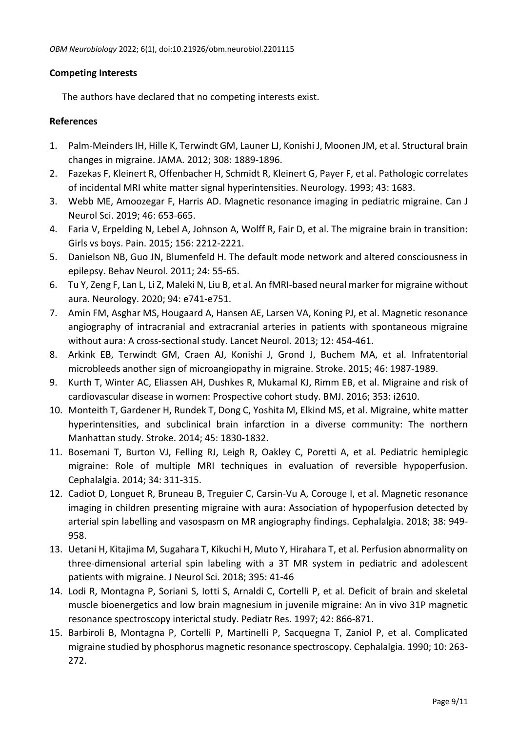## Competing Interests

The authors have declared that no competing interests exist.

## References

1. Palm-Meinders IH, Hille K, Terwindt GM, Launer LJ, Konishi J, Moonen JM, et al. Structural brain changes in migraine. JAMA. 2012; 308: 1889-1896.
2. Fazekas F, Kleinert R, Offenbacher H, Schmidt R, Kleinert G, Payer F, et al. Pathologic correlates of incidental MRI white matter signal hyperintensities. Neurology. 1993; 43: 1683.
3. Webb ME, Amoozegar F, Harris AD. Magnetic resonance imaging in pediatric migraine. Can J Neurol Sci. 2019; 46: 653-665.
4. Faria V, Erpelding N, Lebel A, Johnson A, Wolff R, Fair D, et al. The migraine brain in transition: Girls vs boys. Pain. 2015; 156: 2212-2221.
5. Danielson NB, Guo JN, Blumenfeld H. The default mode network and altered consciousness in epilepsy. Behav Neurol. 2011; 24: 55-65.
6. Tu Y, Zeng F, Lan L, Li Z, Maleki N, Liu B, et al. An fMRI-based neural marker for migraine without aura. Neurology. 2020; 94: e741-e751.
7. Amin FM, Asghar MS, Hougaard A, Hansen AE, Larsen VA, Koning PJ, et al. Magnetic resonance angiography of intracranial and extracranial arteries in patients with spontaneous migraine without aura: A cross-sectional study. Lancet Neurol. 2013; 12: 454-461.
8. Arkink EB, Terwindt GM, Craen AJ, Konishi J, Grond J, Buchem MA, et al. Infratentorial microbleeds another sign of microangiopathy in migraine. Stroke. 2015; 46: 1987-1989.
9. Kurth T, Winter AC, Eliassen AH, Dushkes R, Mukamal KJ, Rimm EB, et al. Migraine and risk of cardiovascular disease in women: Prospective cohort study. BMJ. 2016; 353: i2610.
10. Monteith T, Gardener H, Rundek T, Dong C, Yoshita M, Elkind MS, et al. Migraine, white matter hyperintensities, and subclinical brain infarction in a diverse community: The northern Manhattan study. Stroke. 2014; 45: 1830-1832.
11. Bosemani T, Burton VJ, Felling RJ, Leigh R, Oakley C, Poretti A, et al. Pediatric hemiplegic migraine: Role of multiple MRI techniques in evaluation of reversible hypoperfusion. Cephalalgia. 2014; 34: 311-315.
12. Cadiot D, Longuet R, Bruneau B, Treguier C, Carsin-Vu A, Corouge I, et al. Magnetic resonance imaging in children presenting migraine with aura: Association of hypoperfusion detected by arterial spin labelling and vasospasm on MR angiography findings. Cephalalgia. 2018; 38: 949-958.
13. Uetani H, Kitajima M, Sugahara T, Kikuchi H, Muto Y, Hirahara T, et al. Perfusion abnormality on three-dimensional arterial spin labeling with a 3T MR system in pediatric and adolescent patients with migraine. J Neurol Sci. 2018; 395: 41-46
14. Lodi R, Montagna P, Soriani S, Iotti S, Arnaldi C, Cortelli P, et al. Deficit of brain and skeletal muscle bioenergetics and low brain magnesium in juvenile migraine: An in vivo 31P magnetic resonance spectroscopy interictal study. Pediatr Res. 1997; 42: 866-871.
15. Barbiroli B, Montagna P, Cortelli P, Martinelli P, Sacquegna T, Zaniol P, et al. Complicated migraine studied by phosphorus magnetic resonance spectroscopy. Cephalalgia. 1990; 10: 263-272.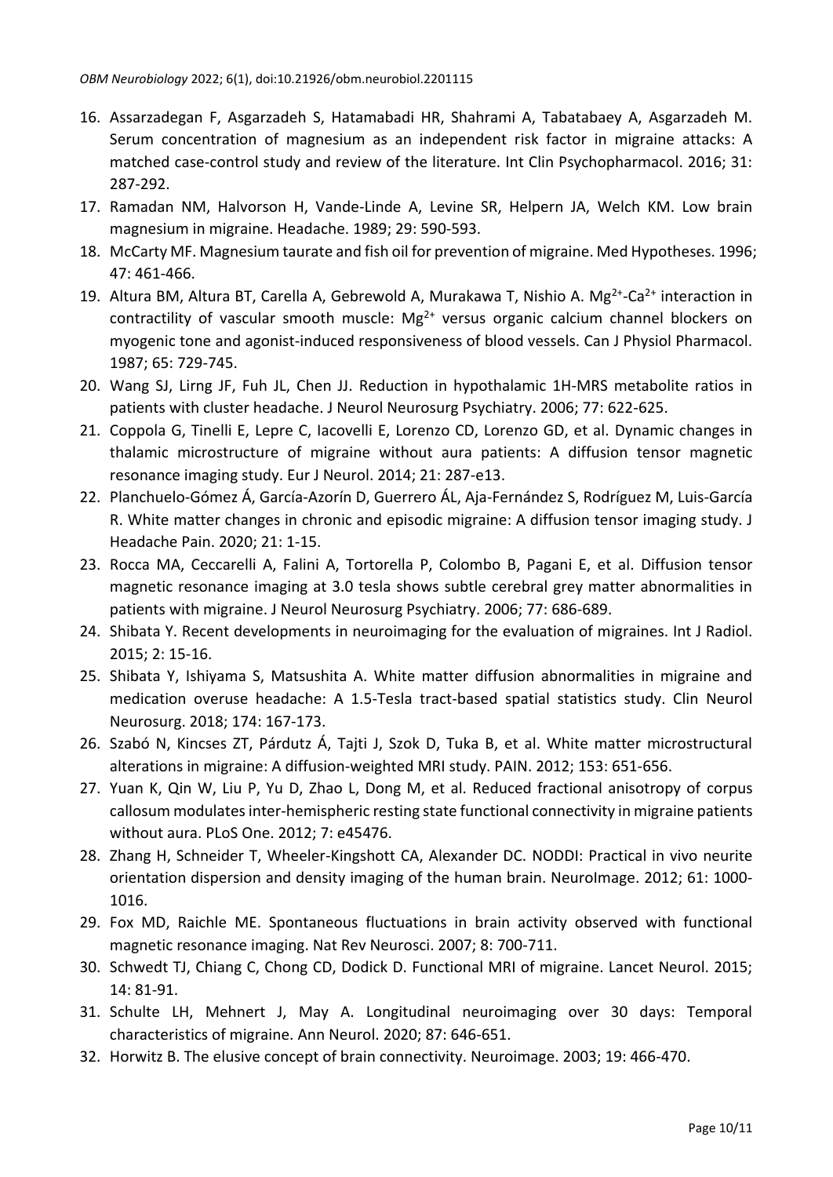16. Assarzadegan F, Asgarzadeh S, Hatamabadi HR, Shahrami A, Tabatabaey A, Asgarzadeh M. Serum concentration of magnesium as an independent risk factor in migraine attacks: A matched case-control study and review of the literature. Int Clin Psychopharmacol. 2016; 31: 287-292.
17. Ramadan NM, Halvorson H, Vande-Linde A, Levine SR, Helpern JA, Welch KM. Low brain magnesium in migraine. Headache. 1989; 29: 590-593.
18. McCarty MF. Magnesium taurate and fish oil for prevention of migraine. Med Hypotheses. 1996; 47: 461-466.
19. Altura BM, Altura BT, Carella A, Gebrewold A, Murakawa T, Nishio A. $Mg^{2+}$-$Ca^{2+}$ interaction in contractility of vascular smooth muscle: $Mg^{2+}$ versus organic calcium channel blockers on myogenic tone and agonist-induced responsiveness of blood vessels. Can J Physiol Pharmacol. 1987; 65: 729-745.
20. Wang SJ, Lirng JF, Fuh JL, Chen JJ. Reduction in hypothalamic 1H-MRS metabolite ratios in patients with cluster headache. J Neurol Neurosurg Psychiatry. 2006; 77: 622-625.
21. Coppola G, Tinelli E, Lepre C, Iacovelli E, Lorenzo CD, Lorenzo GD, et al. Dynamic changes in thalamic microstructure of migraine without aura patients: A diffusion tensor magnetic resonance imaging study. Eur J Neurol. 2014; 21: 287-e13.
22. Planchuelo-Gómez Á, García-Azorín D, Guerrero ÁL, Aja-Fernández S, Rodríguez M, Luis-García R. White matter changes in chronic and episodic migraine: A diffusion tensor imaging study. J Headache Pain. 2020; 21: 1-15.
23. Rocca MA, Ceccarelli A, Falini A, Tortorella P, Colombo B, Pagani E, et al. Diffusion tensor magnetic resonance imaging at 3.0 tesla shows subtle cerebral grey matter abnormalities in patients with migraine. J Neurol Neurosurg Psychiatry. 2006; 77: 686-689.
24. Shibata Y. Recent developments in neuroimaging for the evaluation of migraines. Int J Radiol. 2015; 2: 15-16.
25. Shibata Y, Ishiyama S, Matsushita A. White matter diffusion abnormalities in migraine and medication overuse headache: A 1.5-Tesla tract-based spatial statistics study. Clin Neurol Neurosurg. 2018; 174: 167-173.
26. Szabó N, Kincses ZT, Párdutz Á, Tajti J, Szok D, Tuka B, et al. White matter microstructural alterations in migraine: A diffusion-weighted MRI study. PAIN. 2012; 153: 651-656.
27. Yuan K, Qin W, Liu P, Yu D, Zhao L, Dong M, et al. Reduced fractional anisotropy of corpus callosum modulates inter-hemispheric resting state functional connectivity in migraine patients without aura. PLoS One. 2012; 7: e45476.
28. Zhang H, Schneider T, Wheeler-Kingshott CA, Alexander DC. NODDI: Practical in vivo neurite orientation dispersion and density imaging of the human brain. NeuroImage. 2012; 61: 1000-1016.
29. Fox MD, Raichle ME. Spontaneous fluctuations in brain activity observed with functional magnetic resonance imaging. Nat Rev Neurosci. 2007; 8: 700-711.
30. Schwedt TJ, Chiang C, Chong CD, Dodick D. Functional MRI of migraine. Lancet Neurol. 2015; 14: 81-91.
31. Schulte LH, Mehnert J, May A. Longitudinal neuroimaging over 30 days: Temporal characteristics of migraine. Ann Neurol. 2020; 87: 646-651.
32. Horwitz B. The elusive concept of brain connectivity. Neuroimage. 2003; 19: 466-470.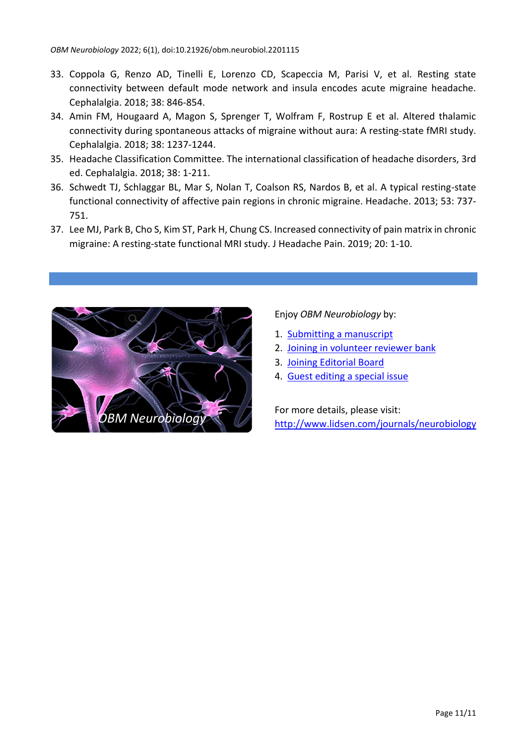33. Coppola G, Renzo AD, Tinelli E, Lorenzo CD, Scapeccia M, Parisi V, et al. Resting state connectivity between default mode network and insula encodes acute migraine headache. Cephalalgia. 2018; 38: 846-854.
34. Amin FM, Hougaard A, Magon S, Sprenger T, Wolfram F, Rostrup E et al. Altered thalamic connectivity during spontaneous attacks of migraine without aura: A resting-state fMRI study. Cephalalgia. 2018; 38: 1237-1244.
35. Headache Classification Committee. The international classification of headache disorders, 3rd ed. Cephalalgia. 2018; 38: 1-211.
36. Schwedt TJ, Schlaggar BL, Mar S, Nolan T, Coalson RS, Nardos B, et al. A typical resting-state functional connectivity of affective pain regions in chronic migraine. Headache. 2013; 53: 737-751.
37. Lee MJ, Park B, Cho S, Kim ST, Park H, Chung CS. Increased connectivity of pain matrix in chronic migraine: A resting-state functional MRI study. J Headache Pain. 2019; 20: 1-10.

---

Enjoy *OBM Neurobiology* by:

1. Submitting a manuscript
2. Joining in volunteer reviewer bank
3. Joining Editorial Board
4. Guest editing a special issue

For more details, please visit:
http://www.lidsen.com/journals/neurobiology